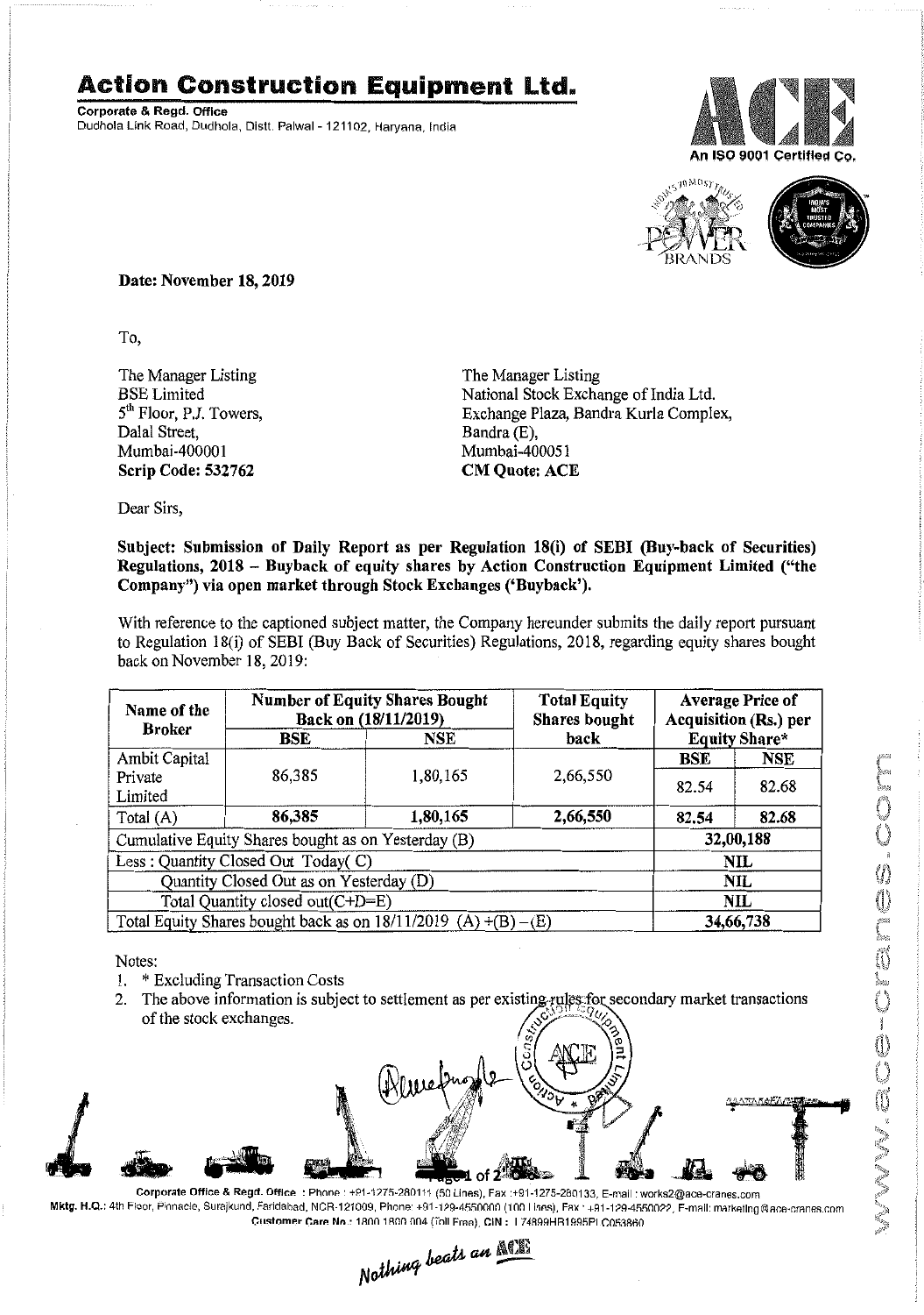# Action Construction Equipment Ltd.

**Corporate & Regd. Office**
Dudhola Link Road, Dudhola, Distt. Palwal - 121102, Haryana, India

An ISO 9001 Certified Co.

**Date: November 18, 2019**

To,

The Manager Listing
BSE Limited
5th Floor, P.J. Towers,
Dalal Street,
Mumbai-400001
**Scrip Code: 532762**

The Manager Listing
National Stock Exchange of India Ltd.
Exchange Plaza, Bandra Kurla Complex,
Bandra (E),
Mumbai-400051
**CM Quote: ACE**

Dear Sirs,

**Subject: Submission of Daily Report as per Regulation 18(i) of SEBI (Buy-back of Securities) Regulations, 2018 – Buyback of equity shares by Action Construction Equipment Limited ("the Company") via open market through Stock Exchanges ('Buyback').**

With reference to the captioned subject matter, the Company hereunder submits the daily report pursuant to Regulation 18(i) of SEBI (Buy Back of Securities) Regulations, 2018, regarding equity shares bought back on November 18, 2019:

| Name of the Broker | Number of Equity Shares Bought Back on (18/11/2019) | | Total Equity Shares bought back | Average Price of Acquisition (Rs.) per Equity Share* | |
|---|---|---|---|---|---|
| | BSE | NSE | | BSE | NSE |
| Ambit Capital Private Limited | 86,385 | 1,80,165 | 2,66,550 | 82.54 | 82.68 |
| Total (A) | **86,385** | **1,80,165** | **2,66,550** | **82.54** | **82.68** |
| Cumulative Equity Shares bought as on Yesterday (B) | | | | **32,00,188** | |
| Less : Quantity Closed Out Today( C) | | | | **NIL** | |
| Quantity Closed Out as on Yesterday (D) | | | | **NIL** | |
| Total Quantity closed out(C+D=E) | | | | **NIL** | |
| Total Equity Shares bought back as on 18/11/2019 (A) +(B) –(E) | | | | **34,66,738** | |

Notes:

1. * Excluding Transaction Costs
2. The above information is subject to settlement as per existing rules for secondary market transactions of the stock exchanges.

Corporate Office & Regd. Office : Phone : +91-1275-280111 (50 Lines), Fax :+91-1275-280133, E-mail : works2@ace-cranes.com
Mktg. H.Q.: 4th Floor, Pinnacle, Surajkund, Faridabad, NCR-121009, Phone: +91-129-4550000 (100 Lines), Fax : +91-129-4550022, E-mail: marketing@ace-cranes.com
Customer Care No.: 1800 1800 004 (Toll Free), CIN : L74899HR1995PLC053860

*Nothing beats an ACE*

www.ace-cranes.com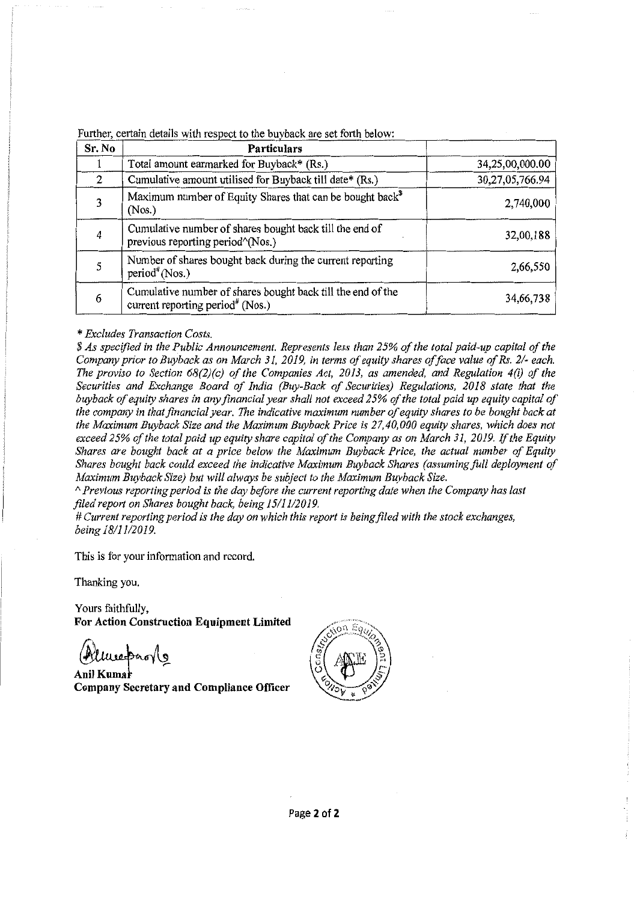Further, certain details with respect to the buyback are set forth below:

| Sr. No | Particulars | |
|---|---|---|
| 1 | Total amount earmarked for Buyback* (Rs.) | 34,25,00,000.00 |
| 2 | Cumulative amount utilised for Buyback till date* (Rs.) | 30,27,05,766.94 |
| 3 | Maximum number of Equity Shares that can be bought back$ (Nos.) | 2,740,000 |
| 4 | Cumulative number of shares bought back till the end of previous reporting period^(Nos.) | 32,00,188 |
| 5 | Number of shares bought back during the current reporting period# (Nos.) | 2,66,550 |
| 6 | Cumulative number of shares bought back till the end of the current reporting period# (Nos.) | 34,66,738 |

*\* Excludes Transaction Costs.*

*$ As specified in the Public Announcement. Represents less than 25% of the total paid-up capital of the Company prior to Buyback as on March 31, 2019, in terms of equity shares of face value of Rs. 2/- each. The proviso to Section 68(2)(c) of the Companies Act, 2013, as amended, and Regulation 4(i) of the Securities and Exchange Board of India (Buy-Back of Securities) Regulations, 2018 state that the buyback of equity shares in any financial year shall not exceed 25% of the total paid up equity capital of the company in that financial year. The indicative maximum number of equity shares to be bought back at the Maximum Buyback Size and the Maximum Buyback Price is 27,40,000 equity shares, which does not exceed 25% of the total paid up equity share capital of the Company as on March 31, 2019. If the Equity Shares are bought back at a price below the Maximum Buyback Price, the actual number of Equity Shares bought back could exceed the indicative Maximum Buyback Shares (assuming full deployment of Maximum Buyback Size) but will always be subject to the Maximum Buyback Size.*

*^ Previous reporting period is the day before the current reporting date when the Company has last filed report on Shares bought back, being 15/11/2019.*

*# Current reporting period is the day on which this report is being filed with the stock exchanges, being 18/11/2019.*

This is for your information and record.

Thanking you.

Yours faithfully,
**For Action Construction Equipment Limited**

**Anil Kumar**
**Company Secretary and Compliance Officer**